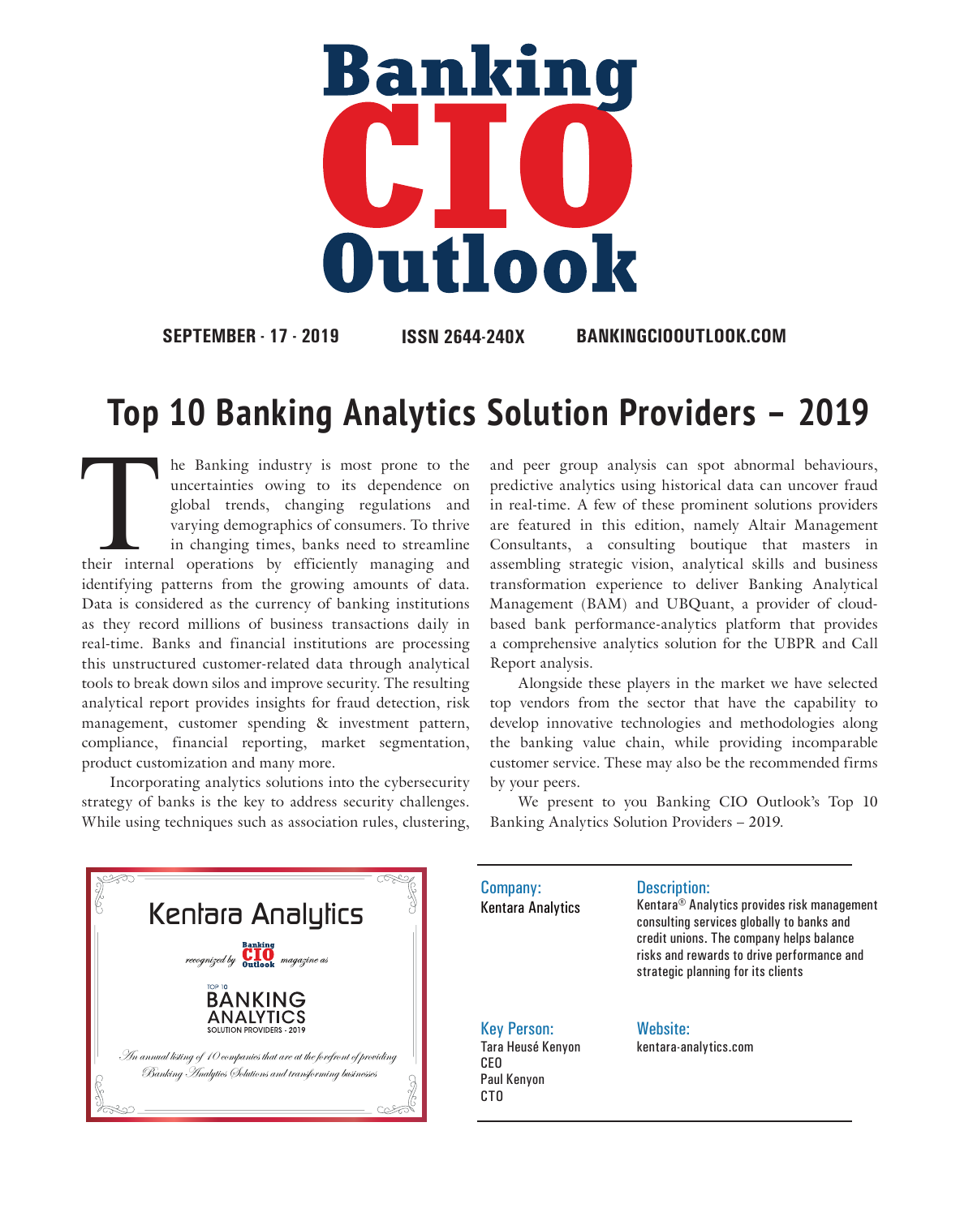# Banking CIO Outlook

**SEPTEMBER - 17 - 2019** **ISSN 2644-240X** **BANKINGCIOOUTLOOK.COM**

## Top 10 Banking Analytics Solution Providers – 2019

The Banking industry is most prone to the uncertainties owing to its dependence on global trends, changing regulations and varying demographics of consumers. To thrive in changing times, banks need to streamline their internal operations by efficiently managing and identifying patterns from the growing amounts of data. Data is considered as the currency of banking institutions as they record millions of business transactions daily in real-time. Banks and financial institutions are processing this unstructured customer-related data through analytical tools to break down silos and improve security. The resulting analytical report provides insights for fraud detection, risk management, customer spending & investment pattern, compliance, financial reporting, market segmentation, product customization and many more.

Incorporating analytics solutions into the cybersecurity strategy of banks is the key to address security challenges. While using techniques such as association rules, clustering, and peer group analysis can spot abnormal behaviours, predictive analytics using historical data can uncover fraud in real-time. A few of these prominent solutions providers are featured in this edition, namely Altair Management Consultants, a consulting boutique that masters in assembling strategic vision, analytical skills and business transformation experience to deliver Banking Analytical Management (BAM) and UBQuant, a provider of cloud-based bank performance-analytics platform that provides a comprehensive analytics solution for the UBPR and Call Report analysis.

Alongside these players in the market we have selected top vendors from the sector that have the capability to develop innovative technologies and methodologies along the banking value chain, while providing incomparable customer service. These may also be the recommended firms by your peers.

We present to you Banking CIO Outlook's Top 10 Banking Analytics Solution Providers – 2019.

---

**Kentara Analytics**

*recognized by* Banking CIO Outlook *magazine as*

TOP 10 BANKING ANALYTICS SOLUTION PROVIDERS - 2019

*An annual listing of 10 companies that are at the forefront of providing Banking Analytics Solutions and transforming businesses*

---

**Company:**
Kentara Analytics

**Description:**
Kentara® Analytics provides risk management consulting services globally to banks and credit unions. The company helps balance risks and rewards to drive performance and strategic planning for its clients

**Key Person:**
Tara Heusé Kenyon
CEO
Paul Kenyon
CTO

**Website:**
kentara-analytics.com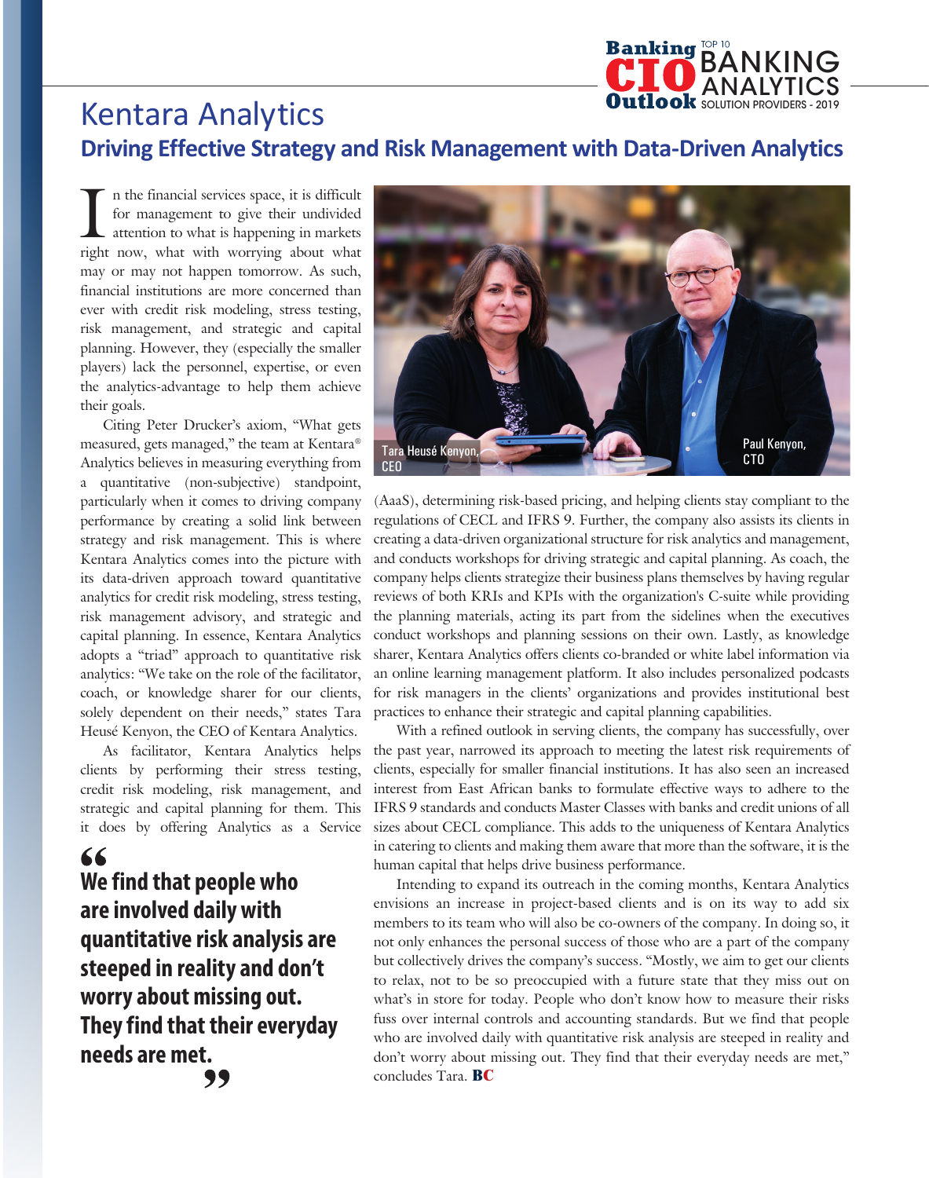# Kentara Analytics

## Driving Effective Strategy and Risk Management with Data-Driven Analytics

In the financial services space, it is difficult for management to give their undivided attention to what is happening in markets right now, what with worrying about what may or may not happen tomorrow. As such, financial institutions are more concerned than ever with credit risk modeling, stress testing, risk management, and strategic and capital planning. However, they (especially the smaller players) lack the personnel, expertise, or even the analytics-advantage to help them achieve their goals.

Citing Peter Drucker's axiom, "What gets measured, gets managed," the team at Kentara® Analytics believes in measuring everything from a quantitative (non-subjective) standpoint, particularly when it comes to driving company performance by creating a solid link between strategy and risk management. This is where Kentara Analytics comes into the picture with its data-driven approach toward quantitative analytics for credit risk modeling, stress testing, risk management advisory, and strategic and capital planning. In essence, Kentara Analytics adopts a "triad" approach to quantitative risk analytics: "We take on the role of the facilitator, coach, or knowledge sharer for our clients, solely dependent on their needs," states Tara Heusé Kenyon, the CEO of Kentara Analytics.

As facilitator, Kentara Analytics helps clients by performing their stress testing, credit risk modeling, risk management, and strategic and capital planning for them. This it does by offering Analytics as a Service (AaaS), determining risk-based pricing, and helping clients stay compliant to the regulations of CECL and IFRS 9. Further, the company also assists its clients in creating a data-driven organizational structure for risk analytics and management, and conducts workshops for driving strategic and capital planning. As coach, the company helps clients strategize their business plans themselves by having regular reviews of both KRIs and KPIs with the organization's C-suite while providing the planning materials, acting its part from the sidelines when the executives conduct workshops and planning sessions on their own. Lastly, as knowledge sharer, Kentara Analytics offers clients co-branded or white label information via an online learning management platform. It also includes personalized podcasts for risk managers in the clients' organizations and provides institutional best practices to enhance their strategic and capital planning capabilities.

> **"We find that people who are involved daily with quantitative risk analysis are steeped in reality and don't worry about missing out. They find that their everyday needs are met."**

Tara Heusé Kenyon, CEO

Paul Kenyon, CTO

With a refined outlook in serving clients, the company has successfully, over the past year, narrowed its approach to meeting the latest risk requirements of clients, especially for smaller financial institutions. It has also seen an increased interest from East African banks to formulate effective ways to adhere to the IFRS 9 standards and conducts Master Classes with banks and credit unions of all sizes about CECL compliance. This adds to the uniqueness of Kentara Analytics in catering to clients and making them aware that more than the software, it is the human capital that helps drive business performance.

Intending to expand its outreach in the coming months, Kentara Analytics envisions an increase in project-based clients and is on its way to add six members to its team who will also be co-owners of the company. In doing so, it not only enhances the personal success of those who are a part of the company but collectively drives the company's success. "Mostly, we aim to get our clients to relax, not to be so preoccupied with a future state that they miss out on what's in store for today. People who don't know how to measure their risks fuss over internal controls and accounting standards. But we find that people who are involved daily with quantitative risk analysis are steeped in reality and don't worry about missing out. They find that their everyday needs are met," concludes Tara. **BC**